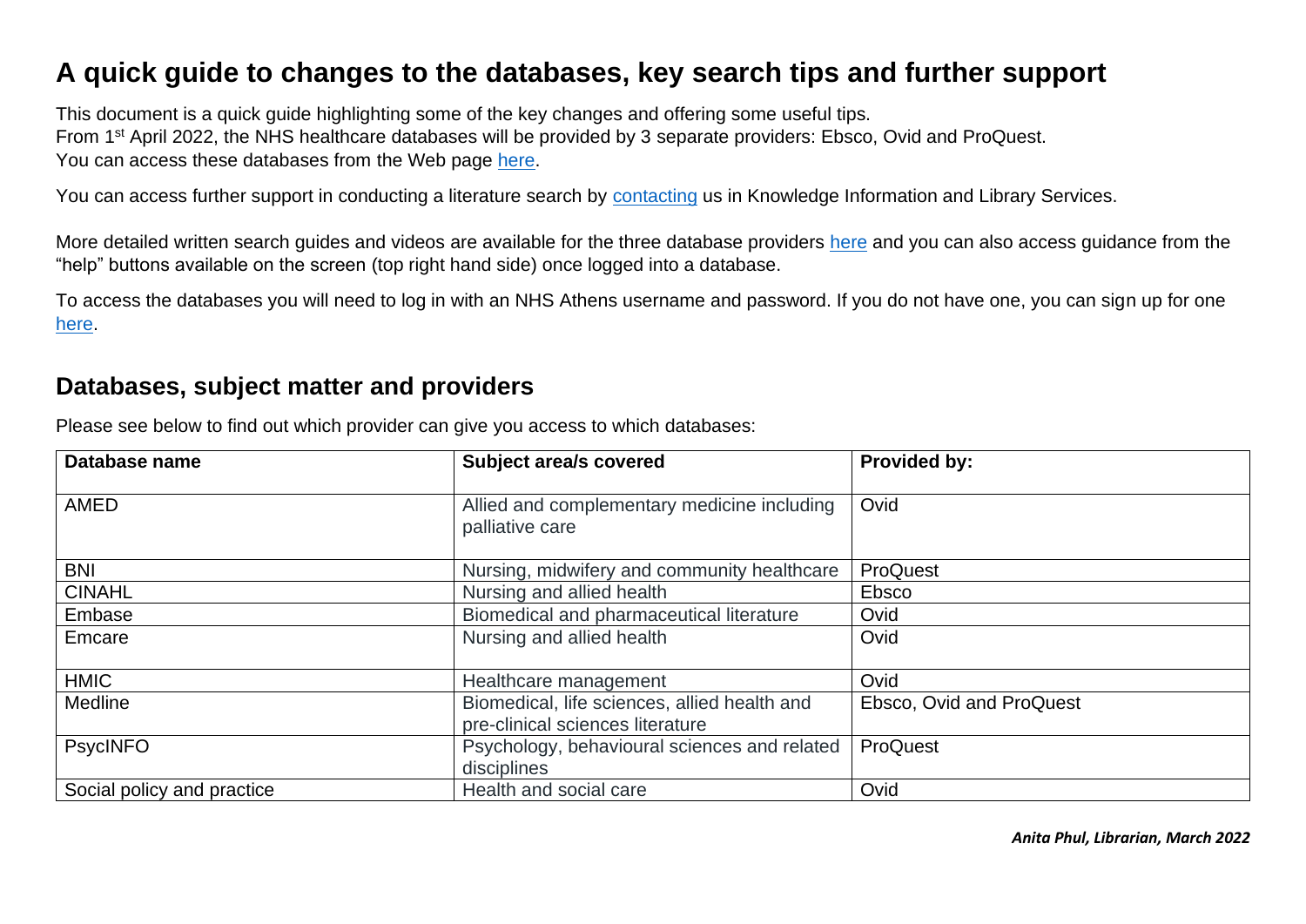# A quick guide to changes to the databases, key search tips and further support

This document is a quick guide highlighting some of the key changes and offering some useful tips.
From 1st April 2022, the NHS healthcare databases will be provided by 3 separate providers: Ebsco, Ovid and ProQuest.
You can access these databases from the Web page here.

You can access further support in conducting a literature search by contacting us in Knowledge Information and Library Services.

More detailed written search guides and videos are available for the three database providers here and you can also access guidance from the "help" buttons available on the screen (top right hand side) once logged into a database.

To access the databases you will need to log in with an NHS Athens username and password. If you do not have one, you can sign up for one here.

## Databases, subject matter and providers

Please see below to find out which provider can give you access to which databases:

| Database name | Subject area/s covered | Provided by: |
|---|---|---|
| AMED | Allied and complementary medicine including palliative care | Ovid |
| BNI | Nursing, midwifery and community healthcare | ProQuest |
| CINAHL | Nursing and allied health | Ebsco |
| Embase | Biomedical and pharmaceutical literature | Ovid |
| Emcare | Nursing and allied health | Ovid |
| HMIC | Healthcare management | Ovid |
| Medline | Biomedical, life sciences, allied health and pre-clinical sciences literature | Ebsco, Ovid and ProQuest |
| PsycINFO | Psychology, behavioural sciences and related disciplines | ProQuest |
| Social policy and practice | Health and social care | Ovid |

***Anita Phul, Librarian, March 2022***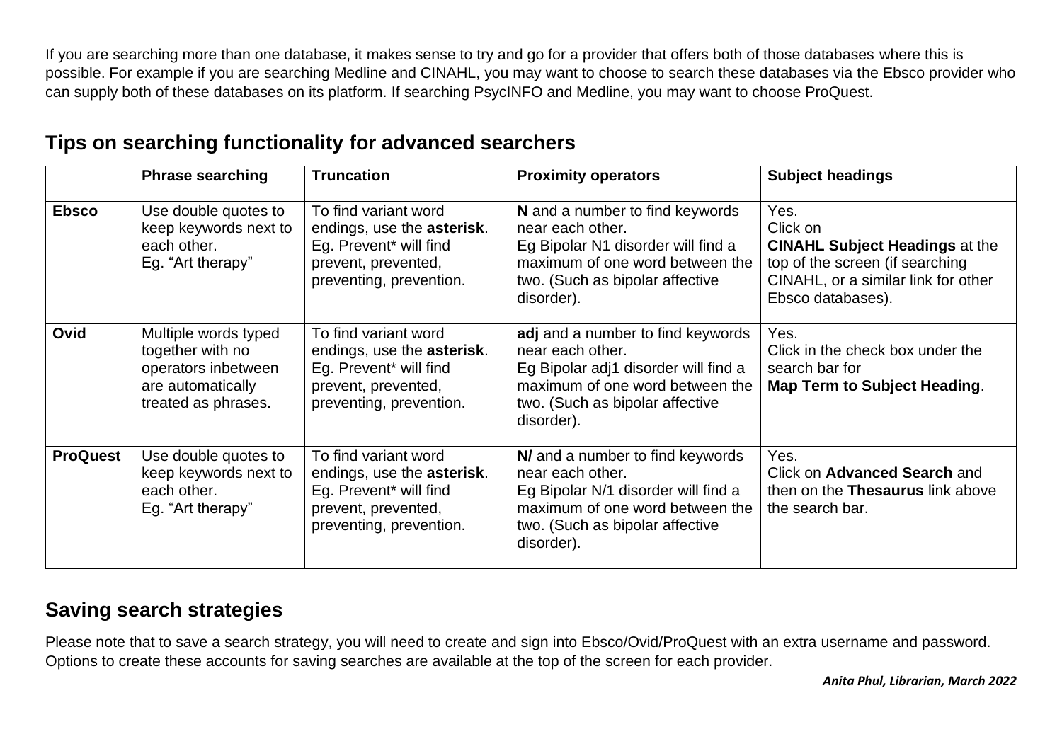If you are searching more than one database, it makes sense to try and go for a provider that offers both of those databases where this is possible. For example if you are searching Medline and CINAHL, you may want to choose to search these databases via the Ebsco provider who can supply both of these databases on its platform. If searching PsycINFO and Medline, you may want to choose ProQuest.

## Tips on searching functionality for advanced searchers

| | Phrase searching | Truncation | Proximity operators | Subject headings |
|---|---|---|---|---|
| **Ebsco** | Use double quotes to keep keywords next to each other. Eg. "Art therapy" | To find variant word endings, use the **asterisk**. Eg. Prevent* will find prevent, prevented, preventing, prevention. | **N** and a number to find keywords near each other. Eg Bipolar N1 disorder will find a maximum of one word between the two. (Such as bipolar affective disorder). | Yes. Click on **CINAHL Subject Headings** at the top of the screen (if searching CINAHL, or a similar link for other Ebsco databases). |
| **Ovid** | Multiple words typed together with no operators inbetween are automatically treated as phrases. | To find variant word endings, use the **asterisk**. Eg. Prevent* will find prevent, prevented, preventing, prevention. | **adj** and a number to find keywords near each other. Eg Bipolar adj1 disorder will find a maximum of one word between the two. (Such as bipolar affective disorder). | Yes. Click in the check box under the search bar for **Map Term to Subject Heading**. |
| **ProQuest** | Use double quotes to keep keywords next to each other. Eg. "Art therapy" | To find variant word endings, use the **asterisk**. Eg. Prevent* will find prevent, prevented, preventing, prevention. | **N/** and a number to find keywords near each other. Eg Bipolar N/1 disorder will find a maximum of one word between the two. (Such as bipolar affective disorder). | Yes. Click on **Advanced Search** and then on the **Thesaurus** link above the search bar. |

## Saving search strategies

Please note that to save a search strategy, you will need to create and sign into Ebsco/Ovid/ProQuest with an extra username and password. Options to create these accounts for saving searches are available at the top of the screen for each provider.

***Anita Phul, Librarian, March 2022***